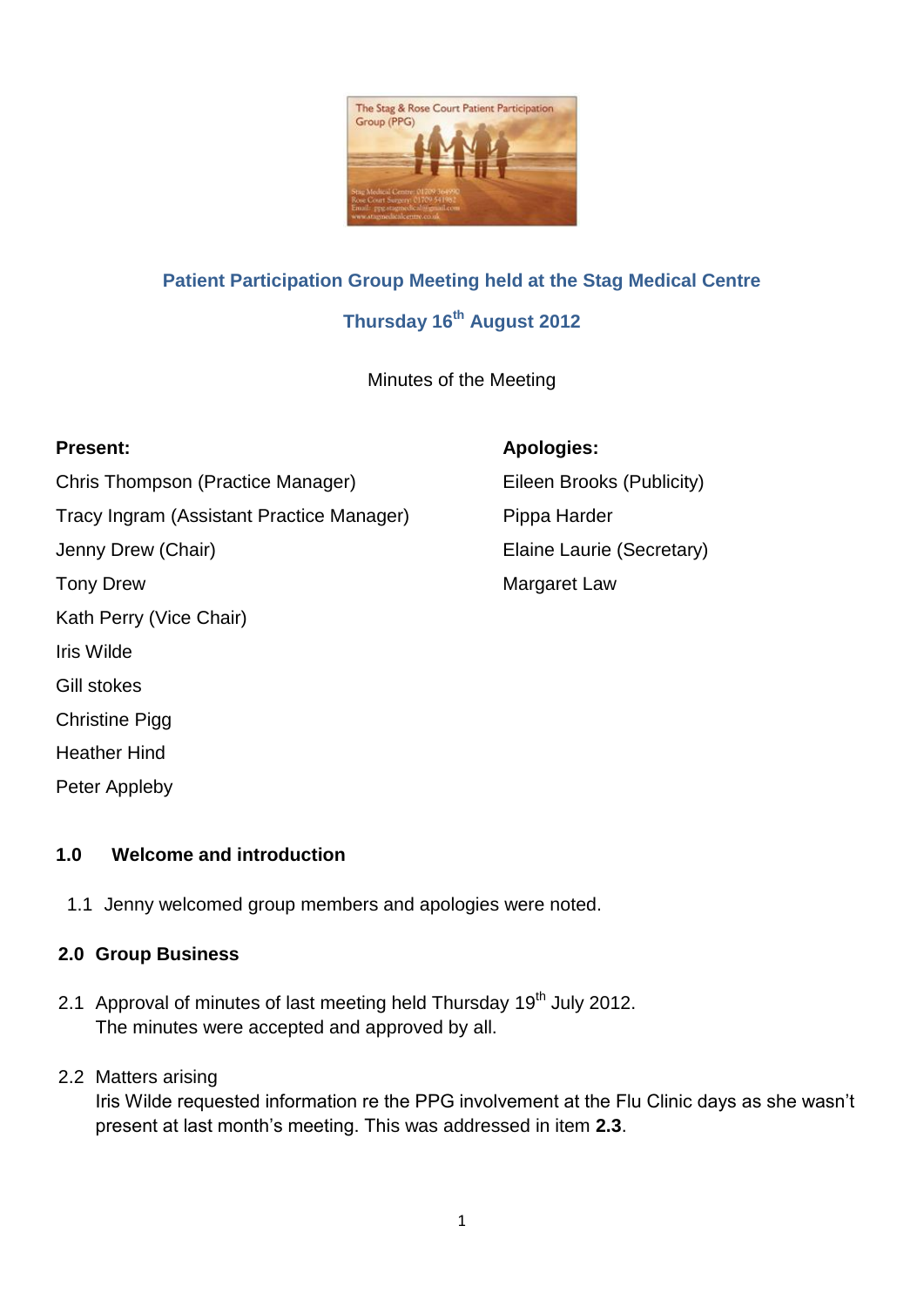## Patient Participation Group Meeting held at the Stag Medical Centre

## Thursday 16th August 2012

Minutes of the Meeting

**Present:**

Chris Thompson (Practice Manager)
Tracy Ingram (Assistant Practice Manager)
Jenny Drew (Chair)
Tony Drew
Kath Perry (Vice Chair)
Iris Wilde
Gill stokes
Christine Pigg
Heather Hind
Peter Appleby

**Apologies:**

Eileen Brooks (Publicity)
Pippa Harder
Elaine Laurie (Secretary)
Margaret Law

### 1.0 Welcome and introduction

1.1 Jenny welcomed group members and apologies were noted.

### 2.0 Group Business

2.1 Approval of minutes of last meeting held Thursday 19th July 2012.
The minutes were accepted and approved by all.

2.2 Matters arising
Iris Wilde requested information re the PPG involvement at the Flu Clinic days as she wasn't present at last month's meeting. This was addressed in item **2.3**.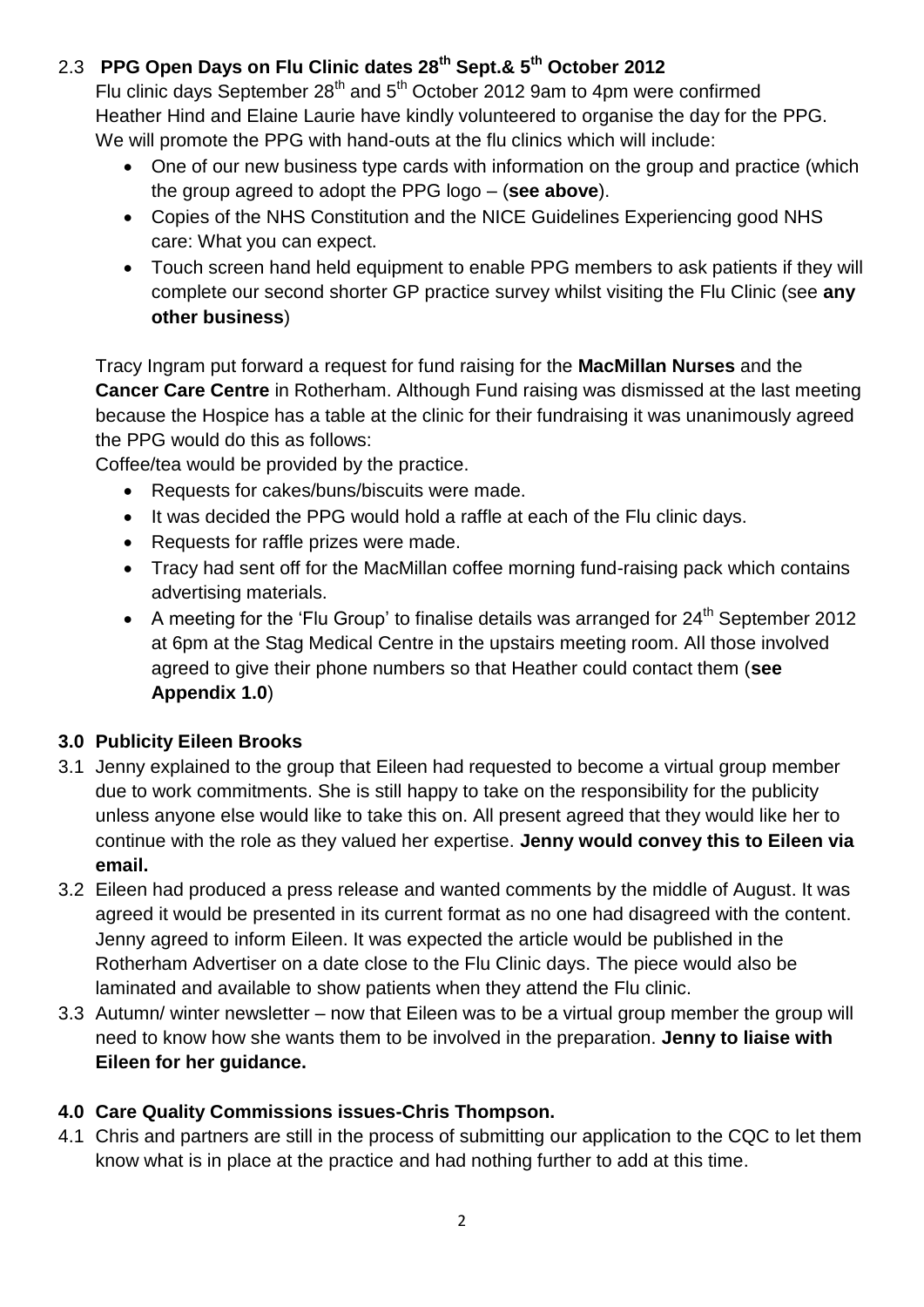### 2.3 PPG Open Days on Flu Clinic dates 28th Sept.& 5th October 2012

Flu clinic days September 28th and 5th October 2012 9am to 4pm were confirmed
Heather Hind and Elaine Laurie have kindly volunteered to organise the day for the PPG.
We will promote the PPG with hand-outs at the flu clinics which will include:

- One of our new business type cards with information on the group and practice (which the group agreed to adopt the PPG logo – (**see above**).
- Copies of the NHS Constitution and the NICE Guidelines Experiencing good NHS care: What you can expect.
- Touch screen hand held equipment to enable PPG members to ask patients if they will complete our second shorter GP practice survey whilst visiting the Flu Clinic (see **any other business**)

Tracy Ingram put forward a request for fund raising for the **MacMillan Nurses** and the **Cancer Care Centre** in Rotherham. Although Fund raising was dismissed at the last meeting because the Hospice has a table at the clinic for their fundraising it was unanimously agreed the PPG would do this as follows:

Coffee/tea would be provided by the practice.

- Requests for cakes/buns/biscuits were made.
- It was decided the PPG would hold a raffle at each of the Flu clinic days.
- Requests for raffle prizes were made.
- Tracy had sent off for the MacMillan coffee morning fund-raising pack which contains advertising materials.
- A meeting for the 'Flu Group' to finalise details was arranged for 24th September 2012 at 6pm at the Stag Medical Centre in the upstairs meeting room. All those involved agreed to give their phone numbers so that Heather could contact them (**see Appendix 1.0**)

### 3.0 Publicity Eileen Brooks

3.1 Jenny explained to the group that Eileen had requested to become a virtual group member due to work commitments. She is still happy to take on the responsibility for the publicity unless anyone else would like to take this on. All present agreed that they would like her to continue with the role as they valued her expertise. **Jenny would convey this to Eileen via email.**

3.2 Eileen had produced a press release and wanted comments by the middle of August. It was agreed it would be presented in its current format as no one had disagreed with the content. Jenny agreed to inform Eileen. It was expected the article would be published in the Rotherham Advertiser on a date close to the Flu Clinic days. The piece would also be laminated and available to show patients when they attend the Flu clinic.

3.3 Autumn/ winter newsletter – now that Eileen was to be a virtual group member the group will need to know how she wants them to be involved in the preparation. **Jenny to liaise with Eileen for her guidance.**

### 4.0 Care Quality Commissions issues-Chris Thompson.

4.1 Chris and partners are still in the process of submitting our application to the CQC to let them know what is in place at the practice and had nothing further to add at this time.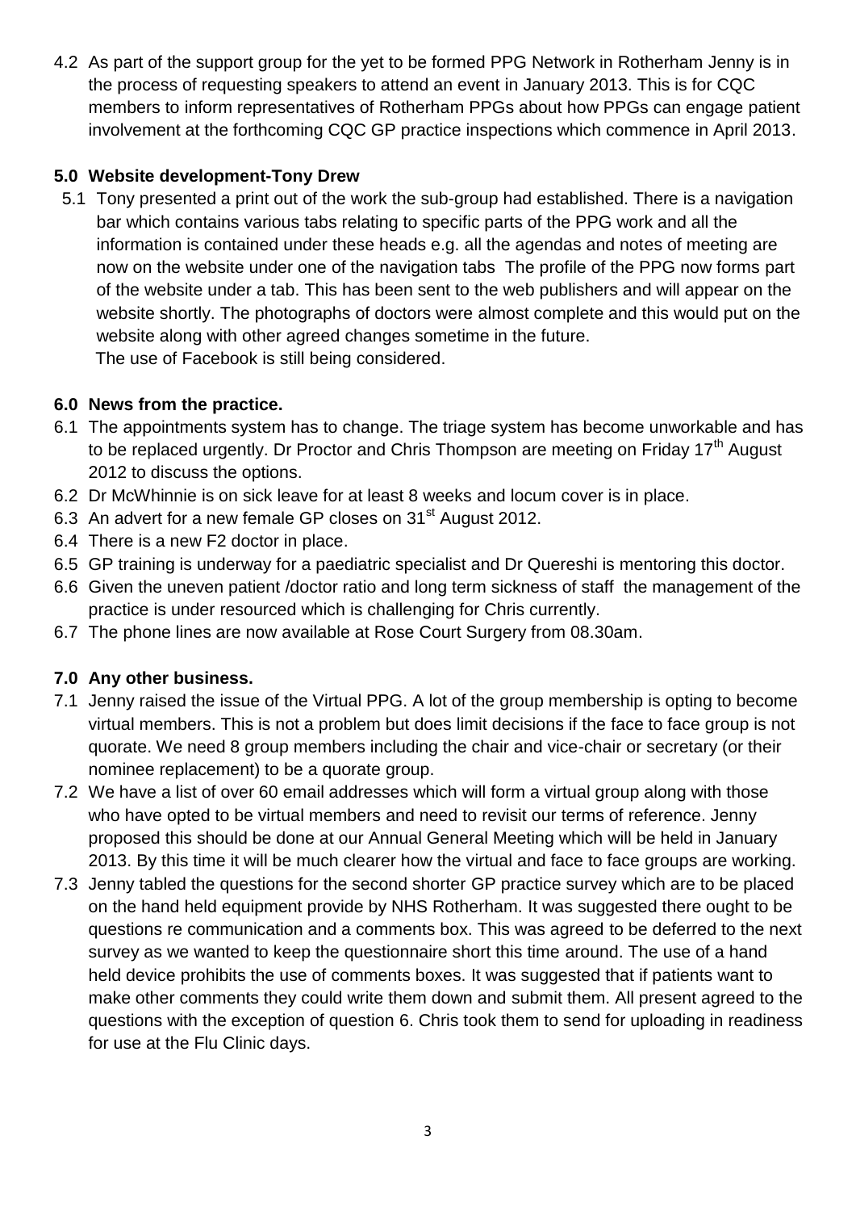4.2 As part of the support group for the yet to be formed PPG Network in Rotherham Jenny is in the process of requesting speakers to attend an event in January 2013. This is for CQC members to inform representatives of Rotherham PPGs about how PPGs can engage patient involvement at the forthcoming CQC GP practice inspections which commence in April 2013.

**5.0 Website development-Tony Drew**

5.1 Tony presented a print out of the work the sub-group had established. There is a navigation bar which contains various tabs relating to specific parts of the PPG work and all the information is contained under these heads e.g. all the agendas and notes of meeting are now on the website under one of the navigation tabs The profile of the PPG now forms part of the website under a tab. This has been sent to the web publishers and will appear on the website shortly. The photographs of doctors were almost complete and this would put on the website along with other agreed changes sometime in the future.
The use of Facebook is still being considered.

**6.0 News from the practice.**

6.1 The appointments system has to change. The triage system has become unworkable and has to be replaced urgently. Dr Proctor and Chris Thompson are meeting on Friday 17th August 2012 to discuss the options.

6.2 Dr McWhinnie is on sick leave for at least 8 weeks and locum cover is in place.

6.3 An advert for a new female GP closes on 31st August 2012.

6.4 There is a new F2 doctor in place.

6.5 GP training is underway for a paediatric specialist and Dr Quereshi is mentoring this doctor.

6.6 Given the uneven patient /doctor ratio and long term sickness of staff the management of the practice is under resourced which is challenging for Chris currently.

6.7 The phone lines are now available at Rose Court Surgery from 08.30am.

**7.0 Any other business.**

7.1 Jenny raised the issue of the Virtual PPG. A lot of the group membership is opting to become virtual members. This is not a problem but does limit decisions if the face to face group is not quorate. We need 8 group members including the chair and vice-chair or secretary (or their nominee replacement) to be a quorate group.

7.2 We have a list of over 60 email addresses which will form a virtual group along with those who have opted to be virtual members and need to revisit our terms of reference. Jenny proposed this should be done at our Annual General Meeting which will be held in January 2013. By this time it will be much clearer how the virtual and face to face groups are working.

7.3 Jenny tabled the questions for the second shorter GP practice survey which are to be placed on the hand held equipment provide by NHS Rotherham. It was suggested there ought to be questions re communication and a comments box. This was agreed to be deferred to the next survey as we wanted to keep the questionnaire short this time around. The use of a hand held device prohibits the use of comments boxes. It was suggested that if patients want to make other comments they could write them down and submit them. All present agreed to the questions with the exception of question 6. Chris took them to send for uploading in readiness for use at the Flu Clinic days.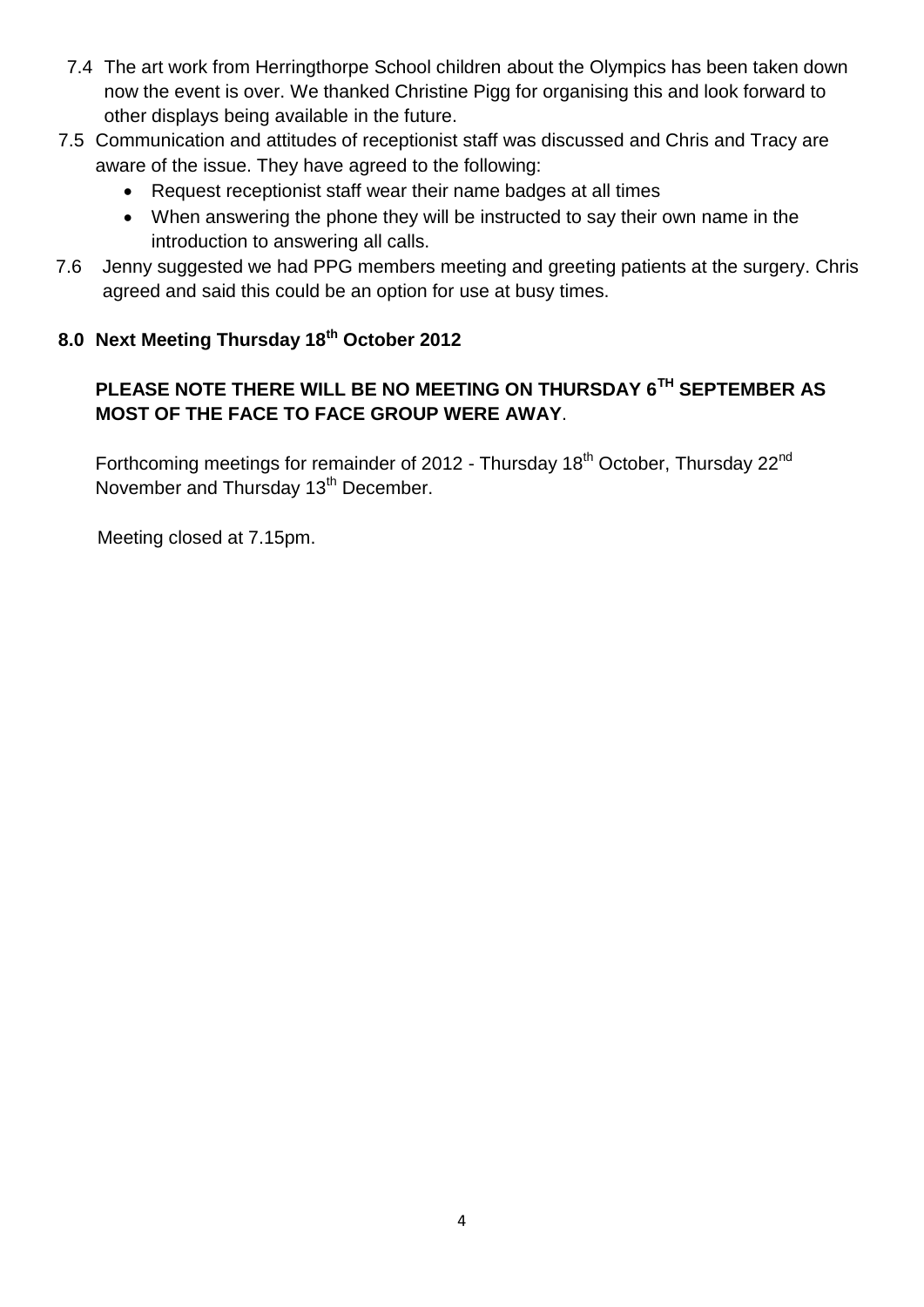7.4 The art work from Herringthorpe School children about the Olympics has been taken down now the event is over. We thanked Christine Pigg for organising this and look forward to other displays being available in the future.

7.5 Communication and attitudes of receptionist staff was discussed and Chris and Tracy are aware of the issue. They have agreed to the following:

- Request receptionist staff wear their name badges at all times
- When answering the phone they will be instructed to say their own name in the introduction to answering all calls.

7.6 Jenny suggested we had PPG members meeting and greeting patients at the surgery. Chris agreed and said this could be an option for use at busy times.

**8.0 Next Meeting Thursday 18th October 2012**

**PLEASE NOTE THERE WILL BE NO MEETING ON THURSDAY 6TH SEPTEMBER AS MOST OF THE FACE TO FACE GROUP WERE AWAY**.

Forthcoming meetings for remainder of 2012 - Thursday 18th October, Thursday 22nd November and Thursday 13th December.

Meeting closed at 7.15pm.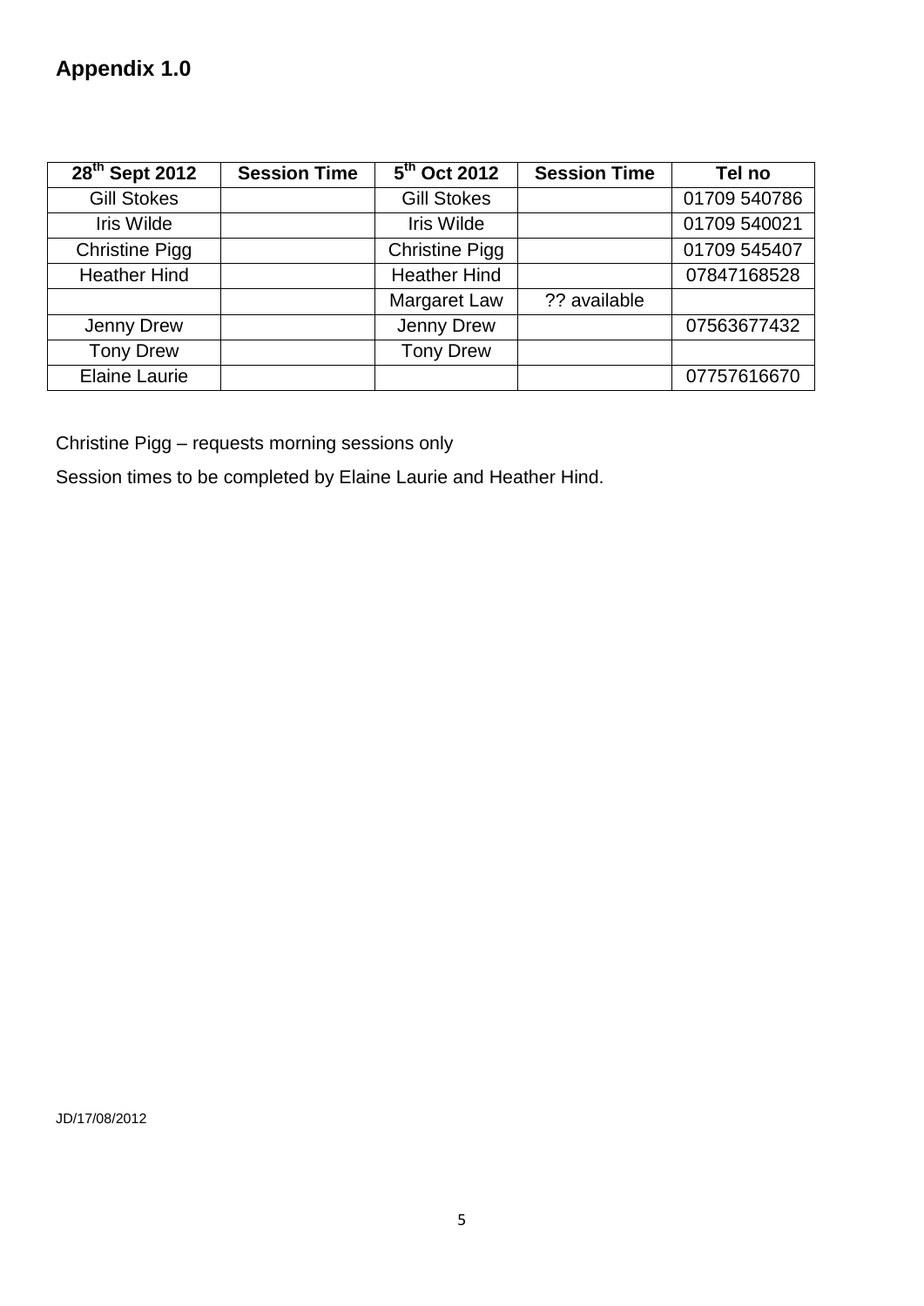## Appendix 1.0

| 28th Sept 2012 | Session Time | 5th Oct 2012 | Session Time | Tel no |
|---|---|---|---|---|
| Gill Stokes | | Gill Stokes | | 01709 540786 |
| Iris Wilde | | Iris Wilde | | 01709 540021 |
| Christine Pigg | | Christine Pigg | | 01709 545407 |
| Heather Hind | | Heather Hind | | 07847168528 |
| | | Margaret Law | ?? available | |
| Jenny Drew | | Jenny Drew | | 07563677432 |
| Tony Drew | | Tony Drew | | |
| Elaine Laurie | | | | 07757616670 |

Christine Pigg – requests morning sessions only

Session times to be completed by Elaine Laurie and Heather Hind.

JD/17/08/2012